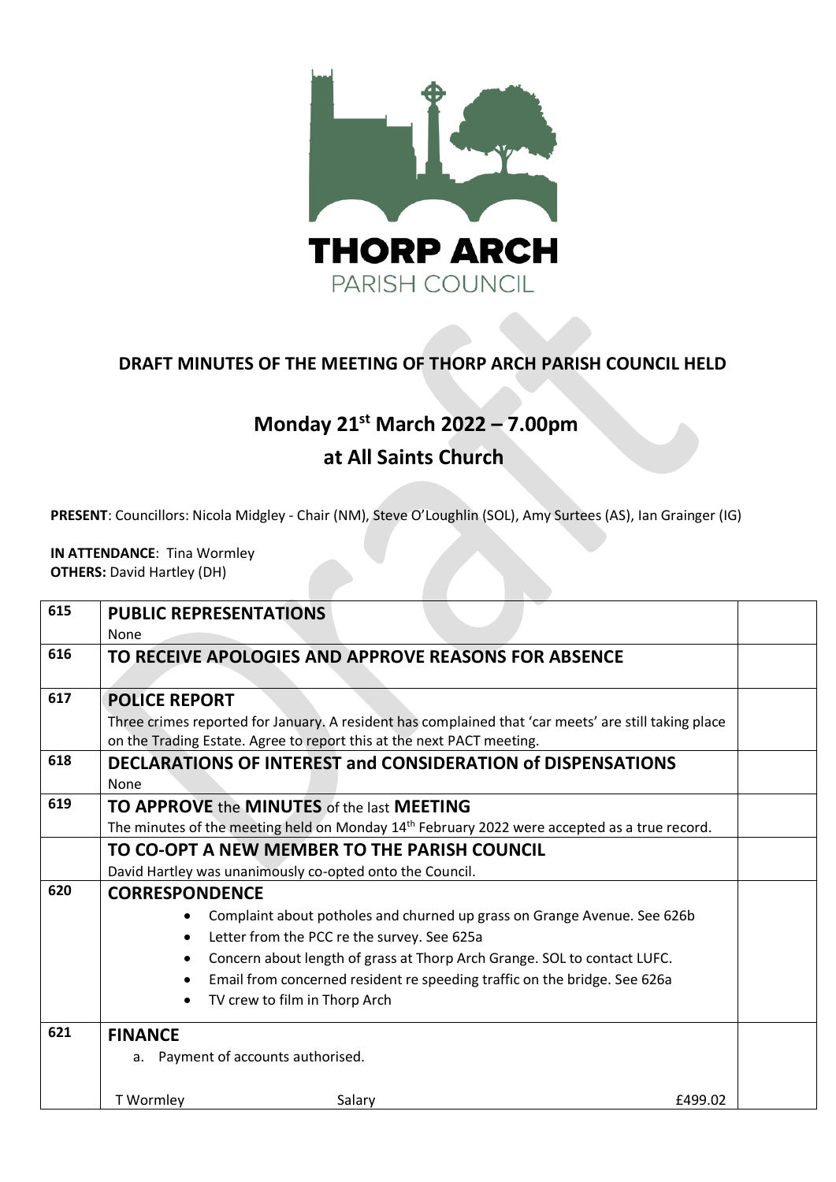THORP ARCH
PARISH COUNCIL

## DRAFT MINUTES OF THE MEETING OF THORP ARCH PARISH COUNCIL HELD

## Monday 21st March 2022 – 7.00pm
## at All Saints Church

**PRESENT**: Councillors: Nicola Midgley - Chair (NM), Steve O'Loughlin (SOL), Amy Surtees (AS), Ian Grainger (IG)

**IN ATTENDANCE**: Tina Wormley
**OTHERS:** David Hartley (DH)

| | | |
|---|---|---|
| 615 | **PUBLIC REPRESENTATIONS**<br>None | |
| 616 | **TO RECEIVE APOLOGIES AND APPROVE REASONS FOR ABSENCE** | |
| 617 | **POLICE REPORT**<br>Three crimes reported for January. A resident has complained that 'car meets' are still taking place on the Trading Estate. Agree to report this at the next PACT meeting. | |
| 618 | **DECLARATIONS OF INTEREST and CONSIDERATION of DISPENSATIONS**<br>None | |
| 619 | **TO APPROVE the MINUTES of the last MEETING**<br>The minutes of the meeting held on Monday 14th February 2022 were accepted as a true record. | |
| | **TO CO-OPT A NEW MEMBER TO THE PARISH COUNCIL**<br>David Hartley was unanimously co-opted onto the Council. | |
| 620 | **CORRESPONDENCE**<br>• Complaint about potholes and churned up grass on Grange Avenue. See 626b<br>• Letter from the PCC re the survey. See 625a<br>• Concern about length of grass at Thorp Arch Grange. SOL to contact LUFC.<br>• Email from concerned resident re speeding traffic on the bridge. See 626a<br>• TV crew to film in Thorp Arch | |
| 621 | **FINANCE**<br>a. Payment of accounts authorised.<br><br>T Wormley — Salary — £499.02 | |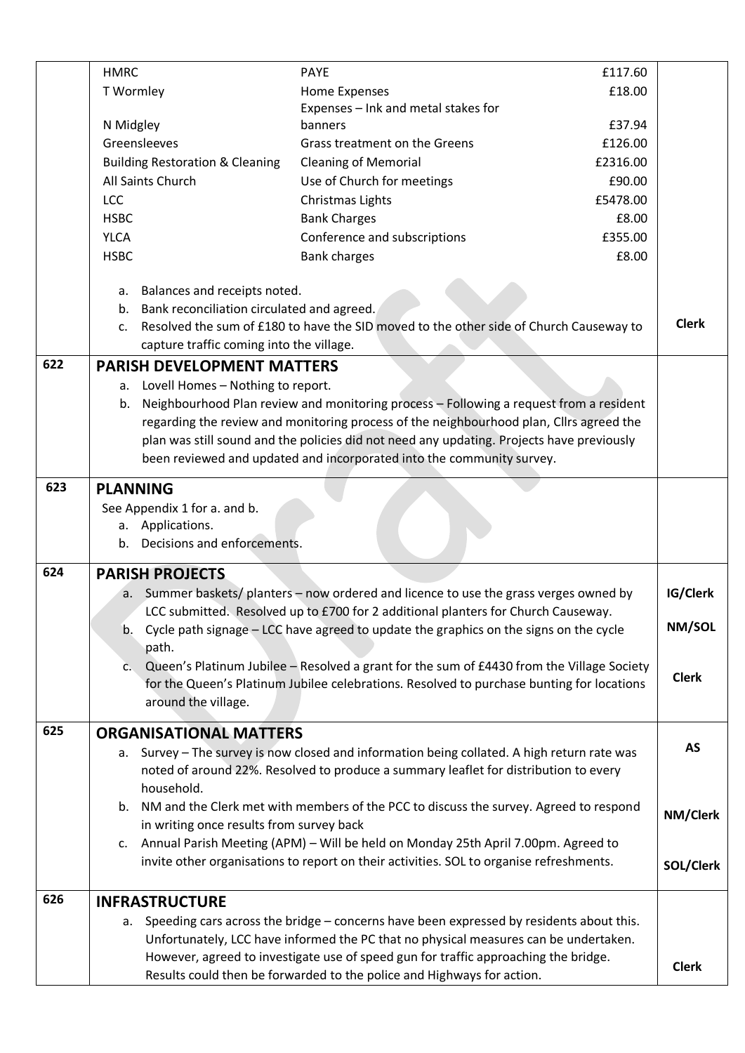| | | | | |
|---|---|---|---|---|
| | HMRC | PAYE | £117.60 | |
| | T Wormley | Home Expenses | £18.00 | |
| | N Midgley | Expenses – Ink and metal stakes for banners | £37.94 | |
| | Greensleeves | Grass treatment on the Greens | £126.00 | |
| | Building Restoration & Cleaning | Cleaning of Memorial | £2316.00 | |
| | All Saints Church | Use of Church for meetings | £90.00 | |
| | LCC | Christmas Lights | £5478.00 | |
| | HSBC | Bank Charges | £8.00 | |
| | YLCA | Conference and subscriptions | £355.00 | |
| | HSBC | Bank charges | £8.00 | |

a. Balances and receipts noted.
b. Bank reconciliation circulated and agreed.
c. Resolved the sum of £180 to have the SID moved to the other side of Church Causeway to capture traffic coming into the village. — **Clerk**

## 622 PARISH DEVELOPMENT MATTERS

a. Lovell Homes – Nothing to report.
b. Neighbourhood Plan review and monitoring process – Following a request from a resident regarding the review and monitoring process of the neighbourhood plan, Cllrs agreed the plan was still sound and the policies did not need any updating. Projects have previously been reviewed and updated and incorporated into the community survey.

## 623 PLANNING

See Appendix 1 for a. and b.

a. Applications.
b. Decisions and enforcements.

## 624 PARISH PROJECTS

a. Summer baskets/ planters – now ordered and licence to use the grass verges owned by LCC submitted. Resolved up to £700 for 2 additional planters for Church Causeway. — **IG/Clerk**
b. Cycle path signage – LCC have agreed to update the graphics on the signs on the cycle path. — **NM/SOL**
c. Queen's Platinum Jubilee – Resolved a grant for the sum of £4430 from the Village Society for the Queen's Platinum Jubilee celebrations. Resolved to purchase bunting for locations around the village. — **Clerk**

## 625 ORGANISATIONAL MATTERS

a. Survey – The survey is now closed and information being collated. A high return rate was noted of around 22%. Resolved to produce a summary leaflet for distribution to every household. — **AS**
b. NM and the Clerk met with members of the PCC to discuss the survey. Agreed to respond in writing once results from survey back — **NM/Clerk**
c. Annual Parish Meeting (APM) – Will be held on Monday 25th April 7.00pm. Agreed to invite other organisations to report on their activities. SOL to organise refreshments. — **SOL/Clerk**

## 626 INFRASTRUCTURE

a. Speeding cars across the bridge – concerns have been expressed by residents about this. Unfortunately, LCC have informed the PC that no physical measures can be undertaken. However, agreed to investigate use of speed gun for traffic approaching the bridge. Results could then be forwarded to the police and Highways for action. — **Clerk**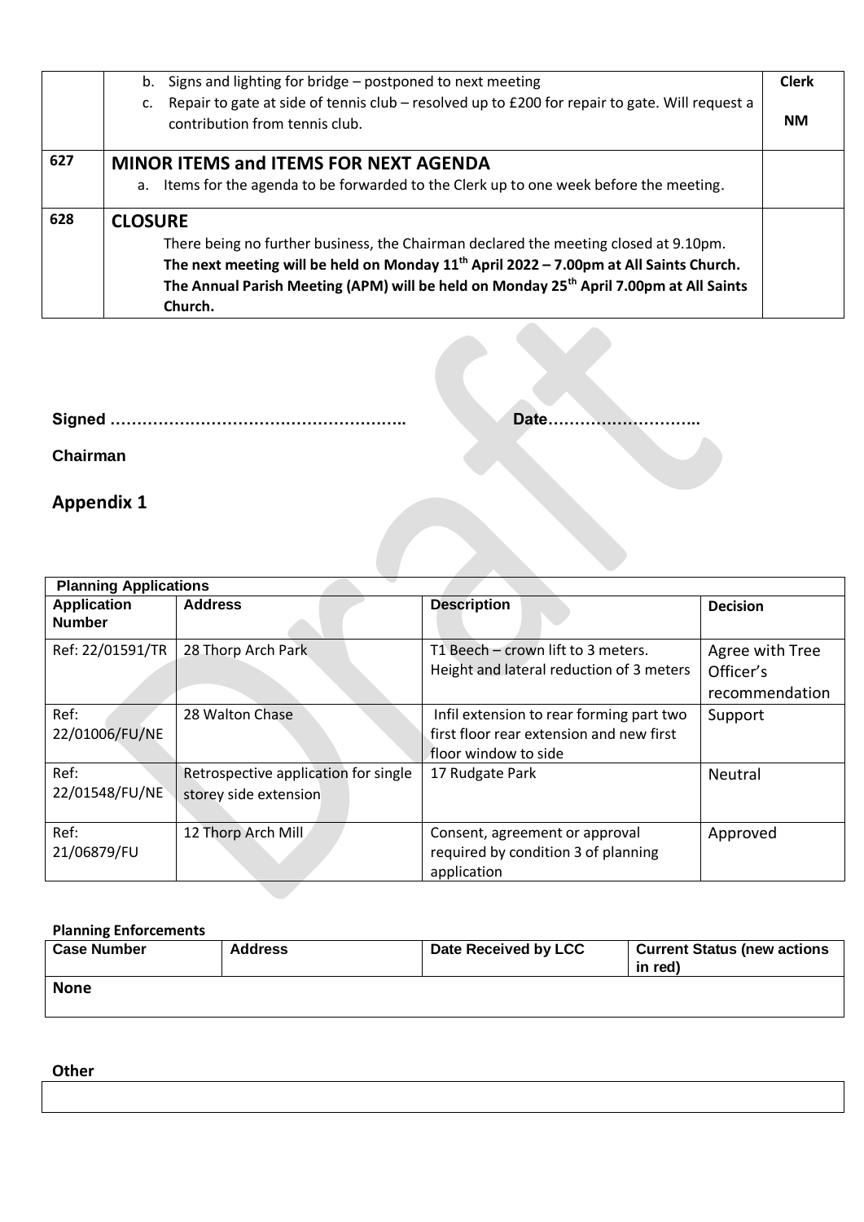| | | |
|---|---|---|
| | b. Signs and lighting for bridge – postponed to next meeting<br>c. Repair to gate at side of tennis club – resolved up to £200 for repair to gate. Will request a contribution from tennis club. | **Clerk**<br><br>**NM** |
| **627** | **MINOR ITEMS and ITEMS FOR NEXT AGENDA**<br>a. Items for the agenda to be forwarded to the Clerk up to one week before the meeting. | |
| **628** | **CLOSURE**<br>There being no further business, the Chairman declared the meeting closed at 9.10pm.<br>**The next meeting will be held on Monday 11th April 2022 – 7.00pm at All Saints Church.**<br>**The Annual Parish Meeting (APM) will be held on Monday 25th April 7.00pm at All Saints Church.** | |

**Signed ……………………………………………….** **Date………………………..**

**Chairman**

## Appendix 1

| Planning Applications | | | |
|---|---|---|---|
| **Application Number** | **Address** | **Description** | **Decision** |
| Ref: 22/01591/TR | 28 Thorp Arch Park | T1 Beech – crown lift to 3 meters. Height and lateral reduction of 3 meters | Agree with Tree Officer's recommendation |
| Ref: 22/01006/FU/NE | 28 Walton Chase | Infil extension to rear forming part two first floor rear extension and new first floor window to side | Support |
| Ref: 22/01548/FU/NE | Retrospective application for single storey side extension | 17 Rudgate Park | Neutral |
| Ref: 21/06879/FU | 12 Thorp Arch Mill | Consent, agreement or approval required by condition 3 of planning application | Approved |

**Planning Enforcements**

| Case Number | Address | Date Received by LCC | Current Status (new actions in red) |
|---|---|---|---|
| **None** | | | |

**Other**